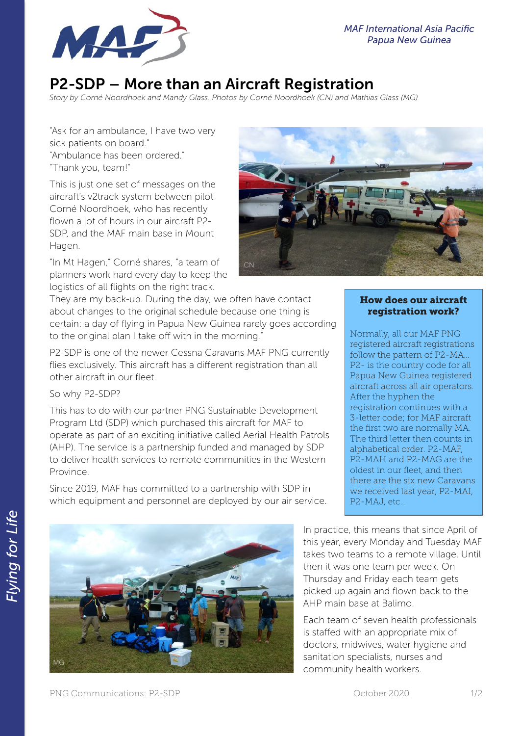MAF International Asia Pacific
Papua New Guinea

# P2-SDP – More than an Aircraft Registration

*Story by Corné Noordhoek and Mandy Glass. Photos by Corné Noordhoek (CN) and Mathias Glass (MG)*

"Ask for an ambulance, I have two very sick patients on board."
"Ambulance has been ordered."
"Thank you, team!"

This is just one set of messages on the aircraft's v2track system between pilot Corné Noordhoek, who has recently flown a lot of hours in our aircraft P2-SDP, and the MAF main base in Mount Hagen.

"In Mt Hagen," Corné shares, "a team of planners work hard every day to keep the logistics of all flights on the right track. They are my back-up. During the day, we often have contact about changes to the original schedule because one thing is certain: a day of flying in Papua New Guinea rarely goes according to the original plan I take off with in the morning."

P2-SDP is one of the newer Cessna Caravans MAF PNG currently flies exclusively. This aircraft has a different registration than all other aircraft in our fleet.

So why P2-SDP?

This has to do with our partner PNG Sustainable Development Program Ltd (SDP) which purchased this aircraft for MAF to operate as part of an exciting initiative called Aerial Health Patrols (AHP). The service is a partnership funded and managed by SDP to deliver health services to remote communities in the Western Province.

Since 2019, MAF has committed to a partnership with SDP in which equipment and personnel are deployed by our air service.

In practice, this means that since April of this year, every Monday and Tuesday MAF takes two teams to a remote village. Until then it was one team per week. On Thursday and Friday each team gets picked up again and flown back to the AHP main base at Balimo.

Each team of seven health professionals is staffed with an appropriate mix of doctors, midwives, water hygiene and sanitation specialists, nurses and community health workers.

### How does our aircraft registration work?

Normally, all our MAF PNG registered aircraft registrations follow the pattern of P2-MA... P2- is the country code for all Papua New Guinea registered aircraft across all air operators. After the hyphen the registration continues with a 3-letter code; for MAF aircraft the first two are normally MA. The third letter then counts in alphabetical order. P2-MAF, P2-MAH and P2-MAG are the oldest in our fleet, and then there are the six new Caravans we received last year, P2-MAI, P2-MAJ, etc...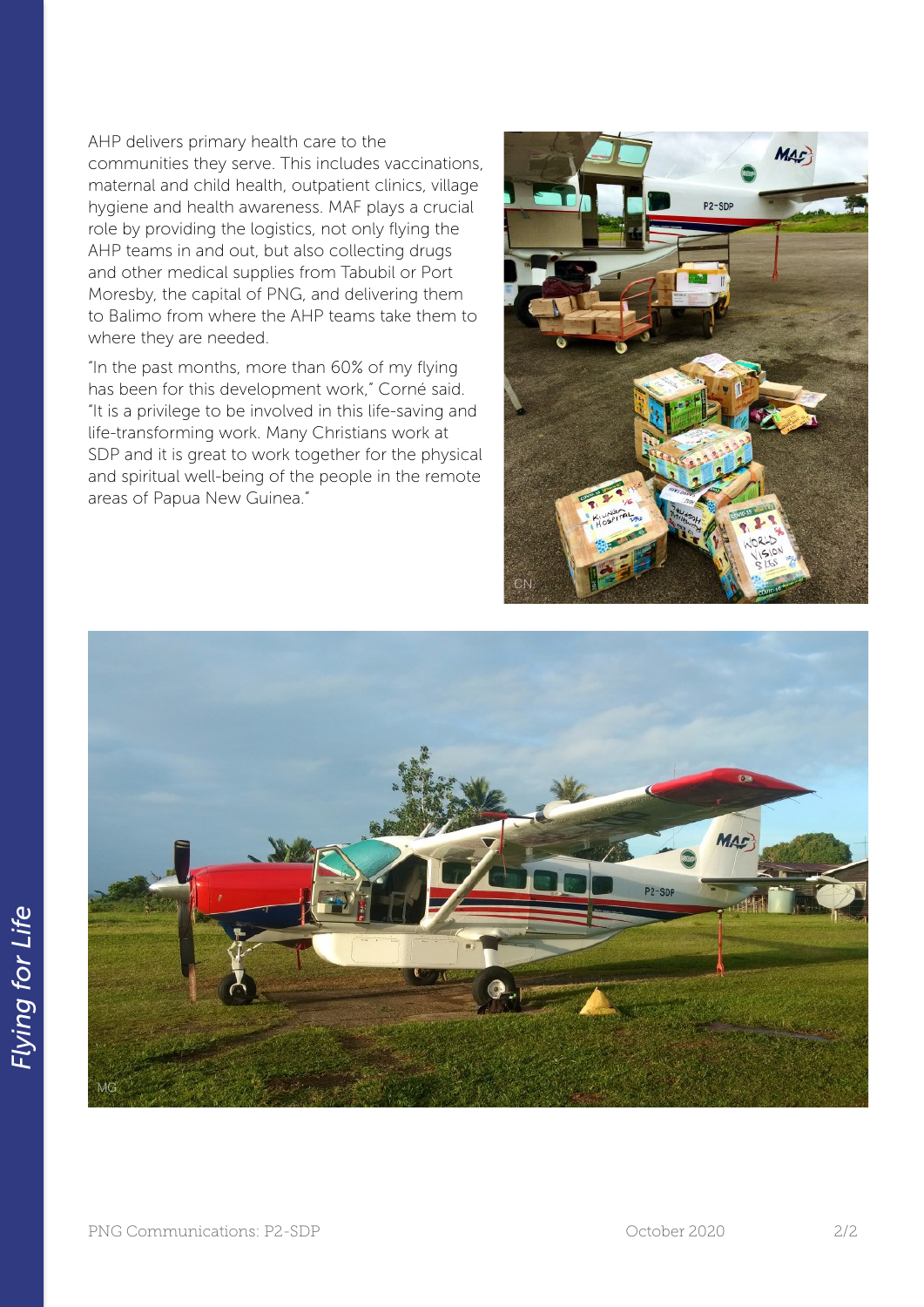AHP delivers primary health care to the communities they serve. This includes vaccinations, maternal and child health, outpatient clinics, village hygiene and health awareness. MAF plays a crucial role by providing the logistics, not only flying the AHP teams in and out, but also collecting drugs and other medical supplies from Tabubil or Port Moresby, the capital of PNG, and delivering them to Balimo from where the AHP teams take them to where they are needed.

"In the past months, more than 60% of my flying has been for this development work," Corné said. "It is a privilege to be involved in this life-saving and life-transforming work. Many Christians work at SDP and it is great to work together for the physical and spiritual well-being of the people in the remote areas of Papua New Guinea."